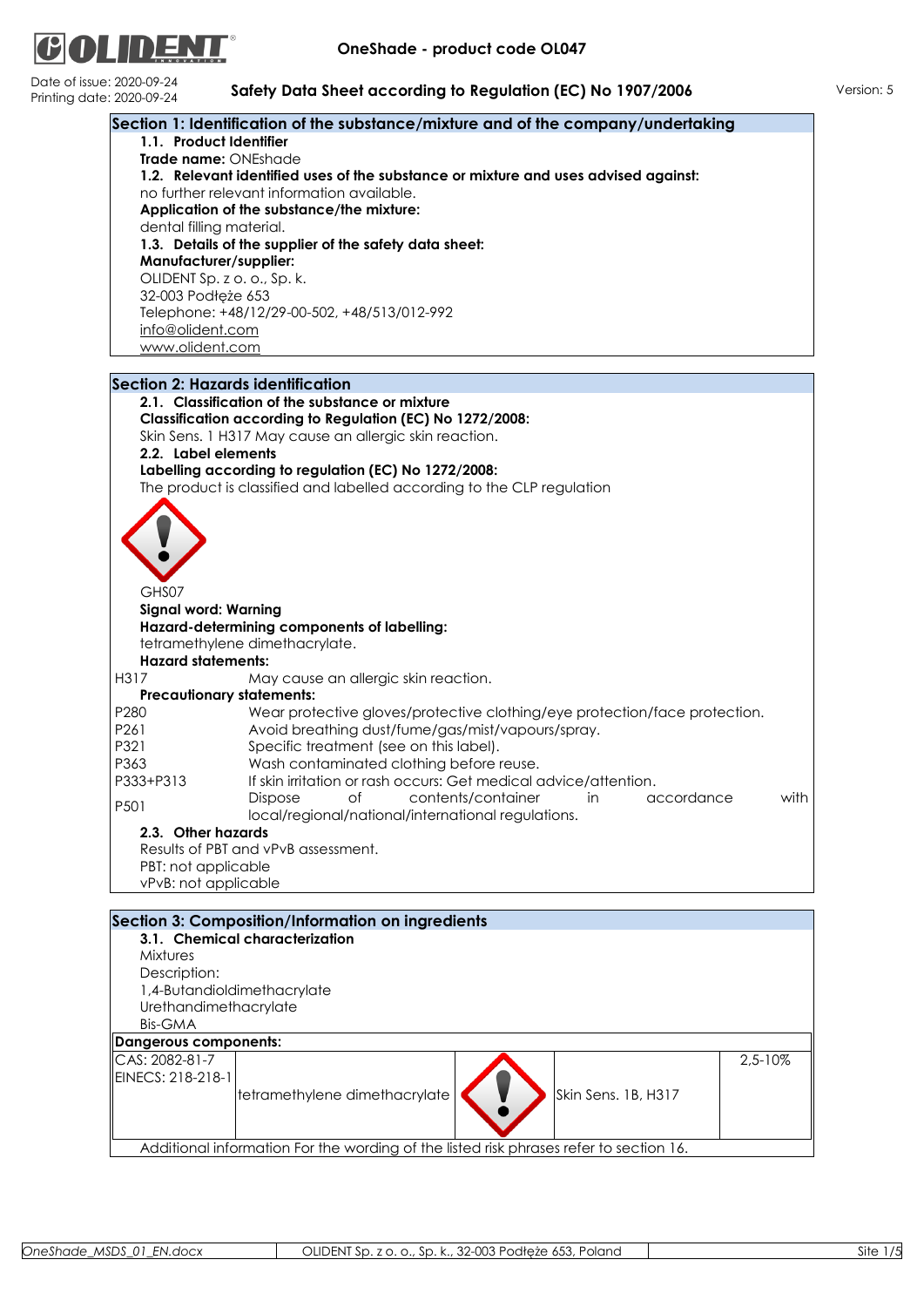# OneShade - product code OL047

Date of issue: 2020-09-24
Printing date: 2020-09-24

**Safety Data Sheet according to Regulation (EC) No 1907/2006**

Version: 5

## Section 1: Identification of the substance/mixture and of the company/undertaking

**1.1. Product Identifier**

**Trade name:** ONEshade

**1.2. Relevant identified uses of the substance or mixture and uses advised against:**

no further relevant information available.

**Application of the substance/the mixture:**

dental filling material.

**1.3. Details of the supplier of the safety data sheet:**

**Manufacturer/supplier:**

OLIDENT Sp. z o. o., Sp. k.
32-003 Podłęże 653
Telephone: +48/12/29-00-502, +48/513/012-992
info@olident.com
www.olident.com

## Section 2: Hazards identification

**2.1. Classification of the substance or mixture**

**Classification according to Regulation (EC) No 1272/2008:**

Skin Sens. 1 H317 May cause an allergic skin reaction.

**2.2. Label elements**

**Labelling according to regulation (EC) No 1272/2008:**

The product is classified and labelled according to the CLP regulation

GHS07

**Signal word: Warning**

**Hazard-determining components of labelling:**

tetramethylene dimethacrylate.

**Hazard statements:**

| | |
|---|---|
| H317 | May cause an allergic skin reaction. |

**Precautionary statements:**

| | |
|---|---|
| P280 | Wear protective gloves/protective clothing/eye protection/face protection. |
| P261 | Avoid breathing dust/fume/gas/mist/vapours/spray. |
| P321 | Specific treatment (see on this label). |
| P363 | Wash contaminated clothing before reuse. |
| P333+P313 | If skin irritation or rash occurs: Get medical advice/attention. |
| P501 | Dispose of contents/container in accordance with local/regional/national/international regulations. |

**2.3. Other hazards**

Results of PBT and vPvB assessment.
PBT: not applicable
vPvB: not applicable

## Section 3: Composition/Information on ingredients

**3.1. Chemical characterization**

Mixtures
Description:
1,4-Butandioldimethacrylate
Urethandimethacrylate
Bis-GMA

**Dangerous components:**

| | | | | |
|---|---|---|---|---|
| CAS: 2082-81-7<br>EINECS: 218-218-1 | tetramethylene dimethacrylate | GHS07 | Skin Sens. 1B, H317 | 2,5-10% |

Additional information For the wording of the listed risk phrases refer to section 16.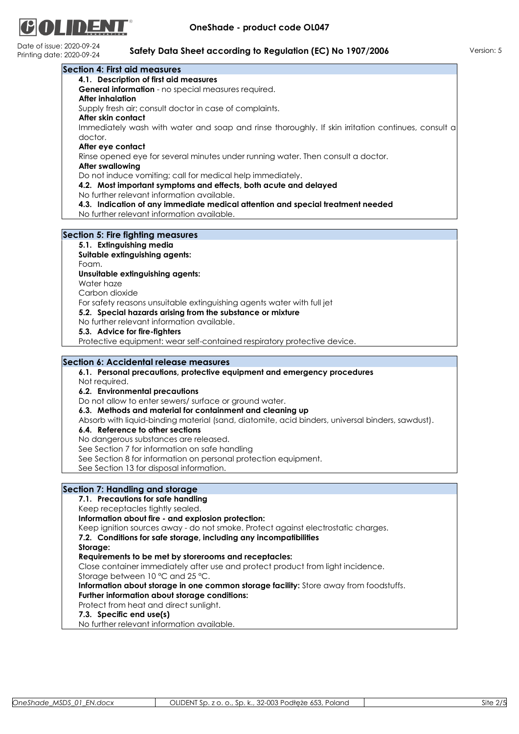## Section 4: First aid measures

### 4.1. Description of first aid measures

**General information** - no special measures required.

**After inhalation**

Supply fresh air; consult doctor in case of complaints.

**After skin contact**

Immediately wash with water and soap and rinse thoroughly. If skin irritation continues, consult a doctor.

**After eye contact**

Rinse opened eye for several minutes under running water. Then consult a doctor.

**After swallowing**

Do not induce vomiting; call for medical help immediately.

### 4.2. Most important symptoms and effects, both acute and delayed

No further relevant information available.

### 4.3. Indication of any immediate medical attention and special treatment needed

No further relevant information available.

## Section 5: Fire fighting measures

### 5.1. Extinguishing media

**Suitable extinguishing agents:**

Foam.

**Unsuitable extinguishing agents:**

Water haze

Carbon dioxide

For safety reasons unsuitable extinguishing agents water with full jet

### 5.2. Special hazards arising from the substance or mixture

No further relevant information available.

### 5.3. Advice for fire-fighters

Protective equipment: wear self-contained respiratory protective device.

## Section 6: Accidental release measures

### 6.1. Personal precautions, protective equipment and emergency procedures

Not required.

### 6.2. Environmental precautions

Do not allow to enter sewers/ surface or ground water.

### 6.3. Methods and material for containment and cleaning up

Absorb with liquid-binding material (sand, diatomite, acid binders, universal binders, sawdust).

### 6.4. Reference to other sections

No dangerous substances are released.

See Section 7 for information on safe handling

See Section 8 for information on personal protection equipment.

See Section 13 for disposal information.

## Section 7: Handling and storage

### 7.1. Precautions for safe handling

Keep receptacles tightly sealed.

**Information about fire - and explosion protection:**

Keep ignition sources away - do not smoke. Protect against electrostatic charges.

### 7.2. Conditions for safe storage, including any incompatibilities

**Storage:**

**Requirements to be met by storerooms and receptacles:**

Close container immediately after use and protect product from light incidence.

Storage between 10 °C and 25 °C.

**Information about storage in one common storage facility:** Store away from foodstuffs.

**Further information about storage conditions:**

Protect from heat and direct sunlight.

### 7.3. Specific end use(s)

No further relevant information available.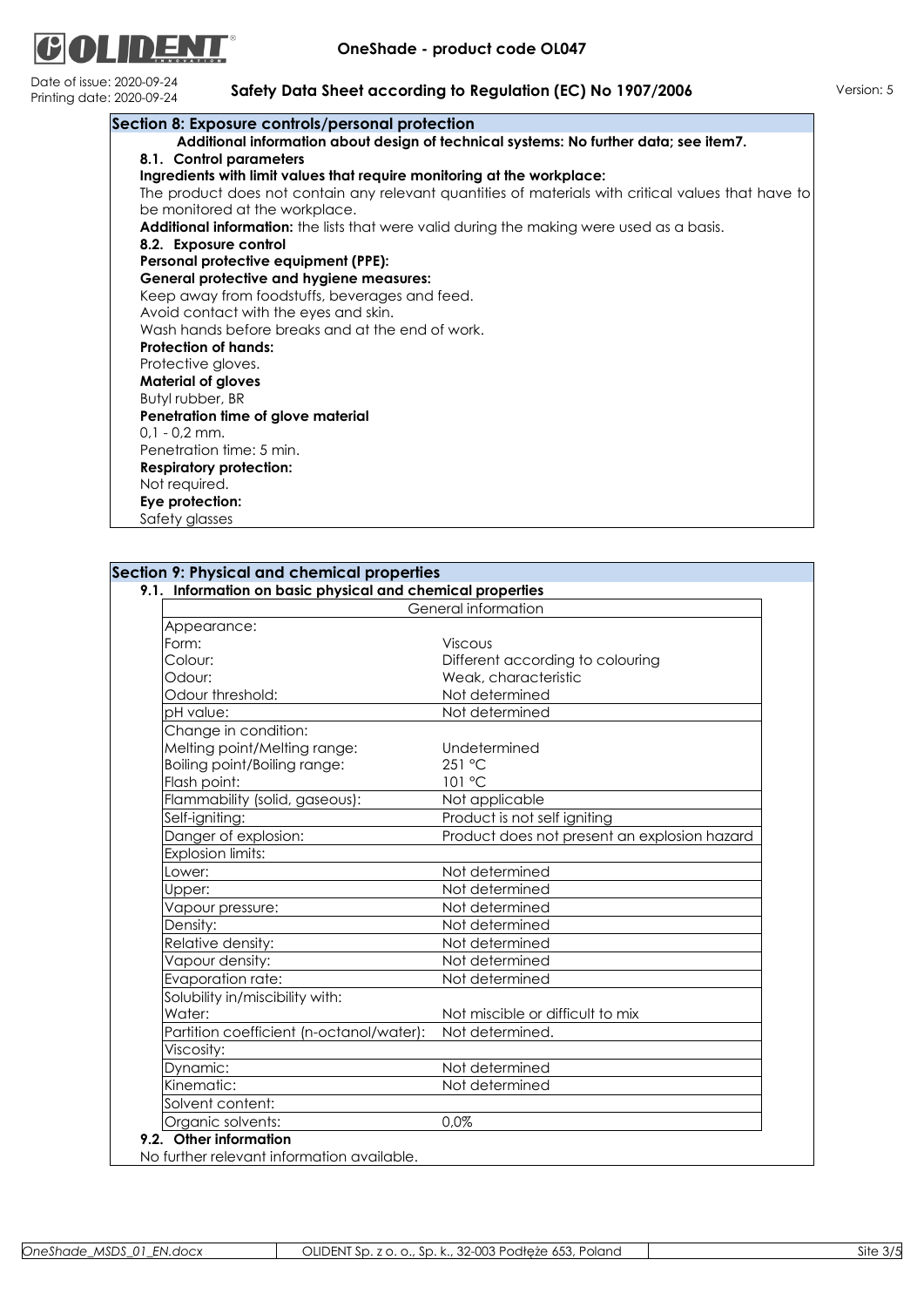## Section 8: Exposure controls/personal protection

**Additional information about design of technical systems: No further data; see item7.**

### 8.1. Control parameters

**Ingredients with limit values that require monitoring at the workplace:**

The product does not contain any relevant quantities of materials with critical values that have to be monitored at the workplace.

**Additional information:** the lists that were valid during the making were used as a basis.

### 8.2. Exposure control

**Personal protective equipment (PPE):**

**General protective and hygiene measures:**

Keep away from foodstuffs, beverages and feed.
Avoid contact with the eyes and skin.
Wash hands before breaks and at the end of work.

**Protection of hands:**

Protective gloves.

**Material of gloves**

Butyl rubber, BR

**Penetration time of glove material**

0,1 - 0,2 mm.
Penetration time: 5 min.

**Respiratory protection:**

Not required.

**Eye protection:**

Safety glasses

## Section 9: Physical and chemical properties

### 9.1. Information on basic physical and chemical properties

| General information | |
|---|---|
| Appearance: | |
| Form: | Viscous |
| Colour: | Different according to colouring |
| Odour: | Weak, characteristic |
| Odour threshold: | Not determined |
| pH value: | Not determined |
| Change in condition: | |
| Melting point/Melting range: | Undetermined |
| Boiling point/Boiling range: | 251 °C |
| Flash point: | 101 °C |
| Flammability (solid, gaseous): | Not applicable |
| Self-igniting: | Product is not self igniting |
| Danger of explosion: | Product does not present an explosion hazard |
| Explosion limits: | |
| Lower: | Not determined |
| Upper: | Not determined |
| Vapour pressure: | Not determined |
| Density: | Not determined |
| Relative density: | Not determined |
| Vapour density: | Not determined |
| Evaporation rate: | Not determined |
| Solubility in/miscibility with: | |
| Water: | Not miscible or difficult to mix |
| Partition coefficient (n-octanol/water): | Not determined. |
| Viscosity: | |
| Dynamic: | Not determined |
| Kinematic: | Not determined |
| Solvent content: | |
| Organic solvents: | 0,0% |

### 9.2. Other information

No further relevant information available.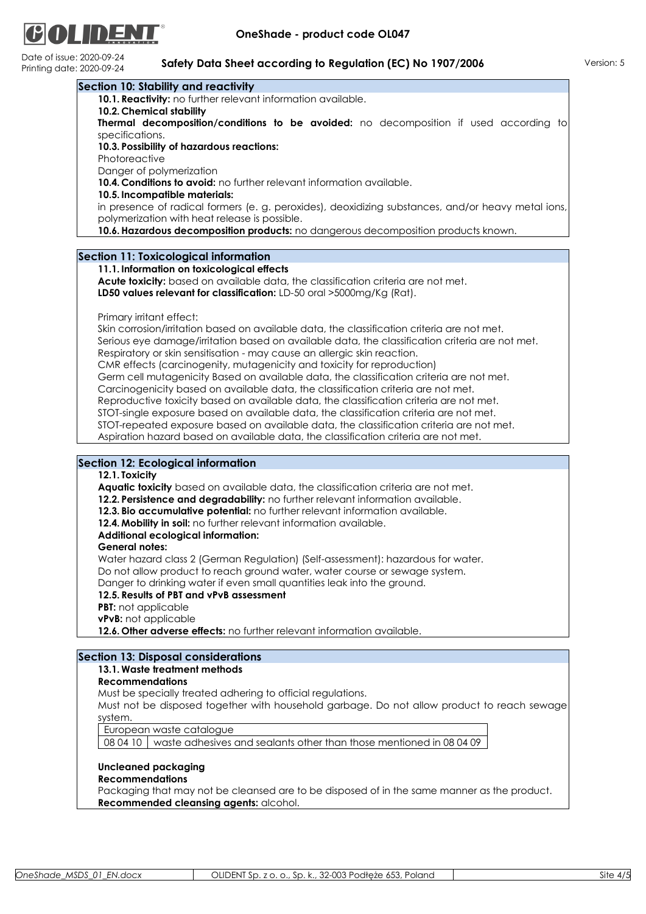## Section 10: Stability and reactivity

**10.1. Reactivity:** no further relevant information available.

**10.2. Chemical stability**

**Thermal decomposition/conditions to be avoided:** no decomposition if used according to specifications.

**10.3. Possibility of hazardous reactions:**

Photoreactive

Danger of polymerization

**10.4. Conditions to avoid:** no further relevant information available.

**10.5. Incompatible materials:**

in presence of radical formers (e. g. peroxides), deoxidizing substances, and/or heavy metal ions, polymerization with heat release is possible.

**10.6. Hazardous decomposition products:** no dangerous decomposition products known.

## Section 11: Toxicological information

**11.1. Information on toxicological effects**

**Acute toxicity:** based on available data, the classification criteria are not met.

**LD50 values relevant for classification:** LD-50 oral >5000mg/Kg (Rat).

Primary irritant effect:

Skin corrosion/irritation based on available data, the classification criteria are not met.

Serious eye damage/irritation based on available data, the classification criteria are not met.

Respiratory or skin sensitisation - may cause an allergic skin reaction.

CMR effects (carcinogenity, mutagenicity and toxicity for reproduction)

Germ cell mutagenicity Based on available data, the classification criteria are not met.

Carcinogenicity based on available data, the classification criteria are not met.

Reproductive toxicity based on available data, the classification criteria are not met.

STOT-single exposure based on available data, the classification criteria are not met.

STOT-repeated exposure based on available data, the classification criteria are not met.

Aspiration hazard based on available data, the classification criteria are not met.

## Section 12: Ecological information

**12.1. Toxicity**

**Aquatic toxicity** based on available data, the classification criteria are not met.

**12.2. Persistence and degradability:** no further relevant information available.

**12.3. Bio accumulative potential:** no further relevant information available.

**12.4. Mobility in soil:** no further relevant information available.

**Additional ecological information:**

**General notes:**

Water hazard class 2 (German Regulation) (Self-assessment): hazardous for water.

Do not allow product to reach ground water, water course or sewage system.

Danger to drinking water if even small quantities leak into the ground.

**12.5. Results of PBT and vPvB assessment**

**PBT:** not applicable

**vPvB:** not applicable

**12.6. Other adverse effects:** no further relevant information available.

## Section 13: Disposal considerations

**13.1. Waste treatment methods**

**Recommendations**

Must be specially treated adhering to official regulations.

Must not be disposed together with household garbage. Do not allow product to reach sewage system.

| European waste catalogue | |
|---|---|
| 08 04 10 | waste adhesives and sealants other than those mentioned in 08 04 09 |

**Uncleaned packaging**

**Recommendations**

Packaging that may not be cleansed are to be disposed of in the same manner as the product.

**Recommended cleansing agents:** alcohol.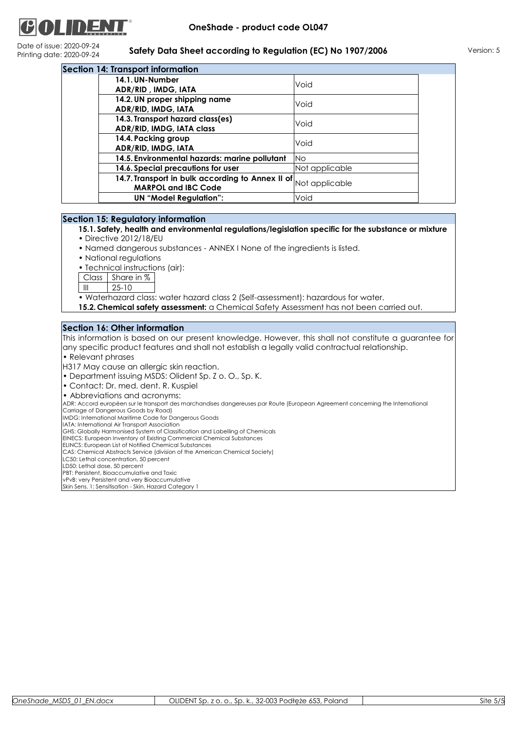## Section 14: Transport information

| | |
|---|---|
| **14.1. UN-Number ADR/RID , IMDG, IATA** | Void |
| **14.2. UN proper shipping name ADR/RID, IMDG, IATA** | Void |
| **14.3. Transport hazard class(es) ADR/RID, IMDG, IATA class** | Void |
| **14.4. Packing group ADR/RID, IMDG, IATA** | Void |
| **14.5. Environmental hazards: marine pollutant** | No |
| **14.6. Special precautions for user** | Not applicable |
| **14.7. Transport in bulk according to Annex II of MARPOL and IBC Code** | Not applicable |
| **UN "Model Regulation":** | Void |

## Section 15: Regulatory information

**15.1. Safety, health and environmental regulations/legislation specific for the substance or mixture**

- Directive 2012/18/EU
- Named dangerous substances - ANNEX I None of the ingredients is listed.
- National regulations
- Technical instructions (air):

| Class | Share in % |
|---|---|
| III | 25-10 |

- Waterhazard class: water hazard class 2 (Self-assessment): hazardous for water.

**15.2. Chemical safety assessment:** a Chemical Safety Assessment has not been carried out.

## Section 16: Other information

This information is based on our present knowledge. However, this shall not constitute a guarantee for any specific product features and shall not establish a legally valid contractual relationship.

- Relevant phrases

H317 May cause an allergic skin reaction.

- Department issuing MSDS: Olident Sp. Z o. O., Sp. K.
- Contact: Dr. med. dent. R. Kuspiel
- Abbreviations and acronyms:

ADR: Accord européen sur le transport des marchandises dangereuses par Route (European Agreement concerning the International Carriage of Dangerous Goods by Road)
IMDG: International Maritime Code for Dangerous Goods
IATA: International Air Transport Association
GHS: Globally Harmonised System of Classification and Labelling of Chemicals
EINECS: European Inventory of Existing Commercial Chemical Substances
ELINCS: European List of Notified Chemical Substances
CAS: Chemical Abstracts Service (division of the American Chemical Society)
LC50: Lethal concentration, 50 percent
LD50: Lethal dose, 50 percent
PBT: Persistent, Bioaccumulative and Toxic
vPvB: very Persistent and very Bioaccumulative
Skin Sens. 1: Sensitisation - Skin, Hazard Category 1